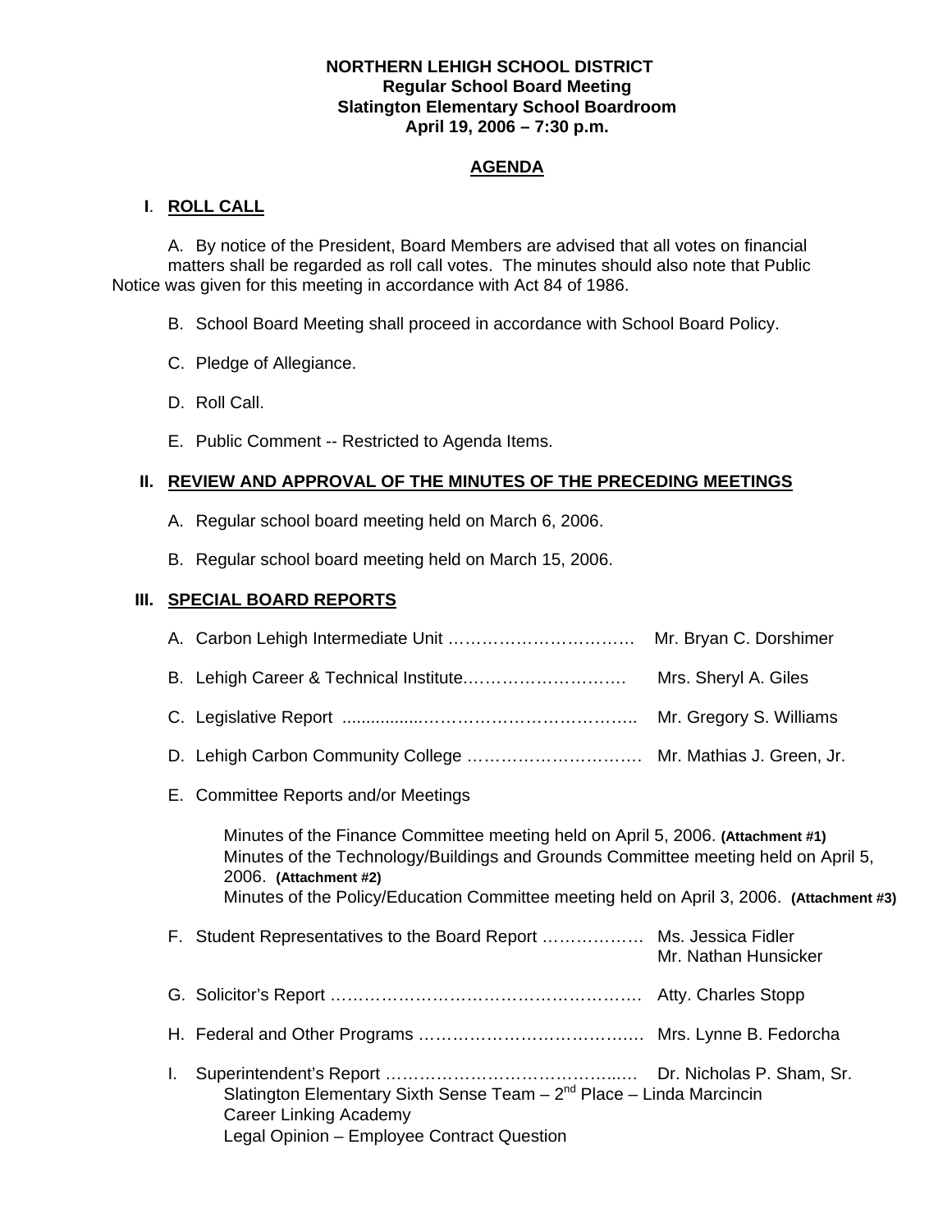**NORTHERN LEHIGH SCHOOL DISTRICT**
**Regular School Board Meeting**
**Slatington Elementary School Boardroom**
**April 19, 2006 – 7:30 p.m.**

## AGENDA

### I. ROLL CALL

A. By notice of the President, Board Members are advised that all votes on financial matters shall be regarded as roll call votes. The minutes should also note that Public Notice was given for this meeting in accordance with Act 84 of 1986.

B. School Board Meeting shall proceed in accordance with School Board Policy.

C. Pledge of Allegiance.

D. Roll Call.

E. Public Comment -- Restricted to Agenda Items.

### II. REVIEW AND APPROVAL OF THE MINUTES OF THE PRECEDING MEETINGS

A. Regular school board meeting held on March 6, 2006.

B. Regular school board meeting held on March 15, 2006.

### III. SPECIAL BOARD REPORTS

A. Carbon Lehigh Intermediate Unit …………………………… Mr. Bryan C. Dorshimer

B. Lehigh Career & Technical Institute………………………… Mrs. Sheryl A. Giles

C. Legislative Report ................……………………………….. Mr. Gregory S. Williams

D. Lehigh Carbon Community College …………………………. Mr. Mathias J. Green, Jr.

E. Committee Reports and/or Meetings

Minutes of the Finance Committee meeting held on April 5, 2006. **(Attachment #1)**
Minutes of the Technology/Buildings and Grounds Committee meeting held on April 5, 2006. **(Attachment #2)**
Minutes of the Policy/Education Committee meeting held on April 3, 2006. **(Attachment #3)**

F. Student Representatives to the Board Report ……………… Ms. Jessica Fidler
Mr. Nathan Hunsicker

G. Solicitor's Report ………………………………………………. Atty. Charles Stopp

H. Federal and Other Programs ……………………………….… Mrs. Lynne B. Fedorcha

I. Superintendent's Report …………………………………..…. Dr. Nicholas P. Sham, Sr.
Slatington Elementary Sixth Sense Team – 2nd Place – Linda Marcincin
Career Linking Academy
Legal Opinion – Employee Contract Question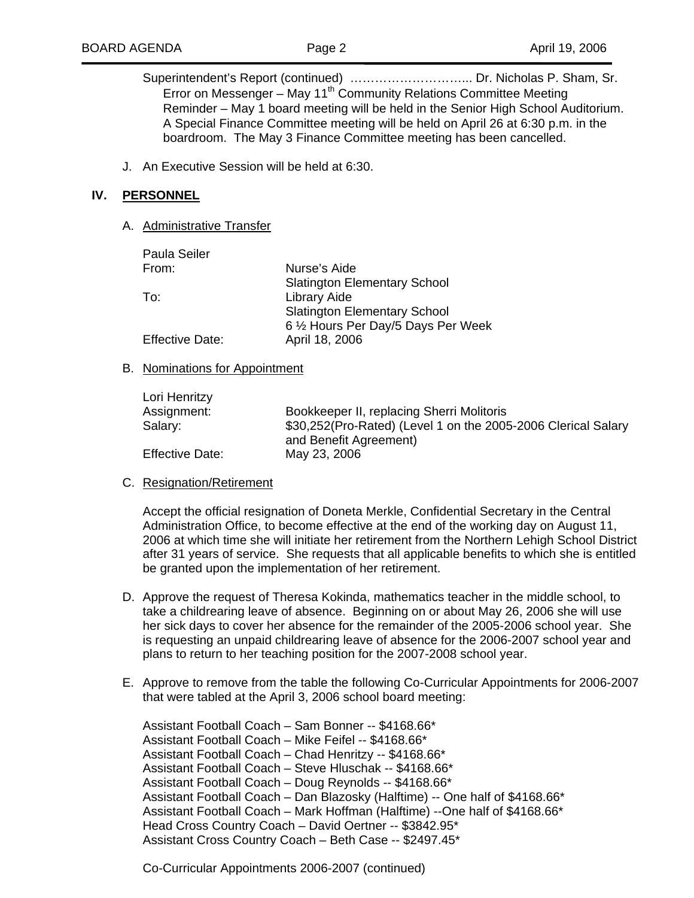Superintendent's Report (continued) ……………………….. Dr. Nicholas P. Sham, Sr.

Error on Messenger – May 11th Community Relations Committee Meeting

Reminder – May 1 board meeting will be held in the Senior High School Auditorium. A Special Finance Committee meeting will be held on April 26 at 6:30 p.m. in the boardroom. The May 3 Finance Committee meeting has been cancelled.

J. An Executive Session will be held at 6:30.

## IV. PERSONNEL

A. Administrative Transfer

Paula Seiler

| | |
|---|---|
| From: | Nurse's Aide<br>Slatington Elementary School |
| To: | Library Aide<br>Slatington Elementary School<br>6 ½ Hours Per Day/5 Days Per Week |
| Effective Date: | April 18, 2006 |

B. Nominations for Appointment

Lori Henritzy

| | |
|---|---|
| Assignment: | Bookkeeper II, replacing Sherri Molitoris |
| Salary: | $30,252(Pro-Rated) (Level 1 on the 2005-2006 Clerical Salary and Benefit Agreement) |
| Effective Date: | May 23, 2006 |

C. Resignation/Retirement

Accept the official resignation of Doneta Merkle, Confidential Secretary in the Central Administration Office, to become effective at the end of the working day on August 11, 2006 at which time she will initiate her retirement from the Northern Lehigh School District after 31 years of service. She requests that all applicable benefits to which she is entitled be granted upon the implementation of her retirement.

D. Approve the request of Theresa Kokinda, mathematics teacher in the middle school, to take a childrearing leave of absence. Beginning on or about May 26, 2006 she will use her sick days to cover her absence for the remainder of the 2005-2006 school year. She is requesting an unpaid childrearing leave of absence for the 2006-2007 school year and plans to return to her teaching position for the 2007-2008 school year.

E. Approve to remove from the table the following Co-Curricular Appointments for 2006-2007 that were tabled at the April 3, 2006 school board meeting:

Assistant Football Coach – Sam Bonner -- $4168.66*
Assistant Football Coach – Mike Feifel -- $4168.66*
Assistant Football Coach – Chad Henritzy -- $4168.66*
Assistant Football Coach – Steve Hluschak -- $4168.66*
Assistant Football Coach – Doug Reynolds -- $4168.66*
Assistant Football Coach – Dan Blazosky (Halftime) -- One half of $4168.66*
Assistant Football Coach – Mark Hoffman (Halftime) --One half of $4168.66*
Head Cross Country Coach – David Oertner -- $3842.95*
Assistant Cross Country Coach – Beth Case -- $2497.45*

Co-Curricular Appointments 2006-2007 (continued)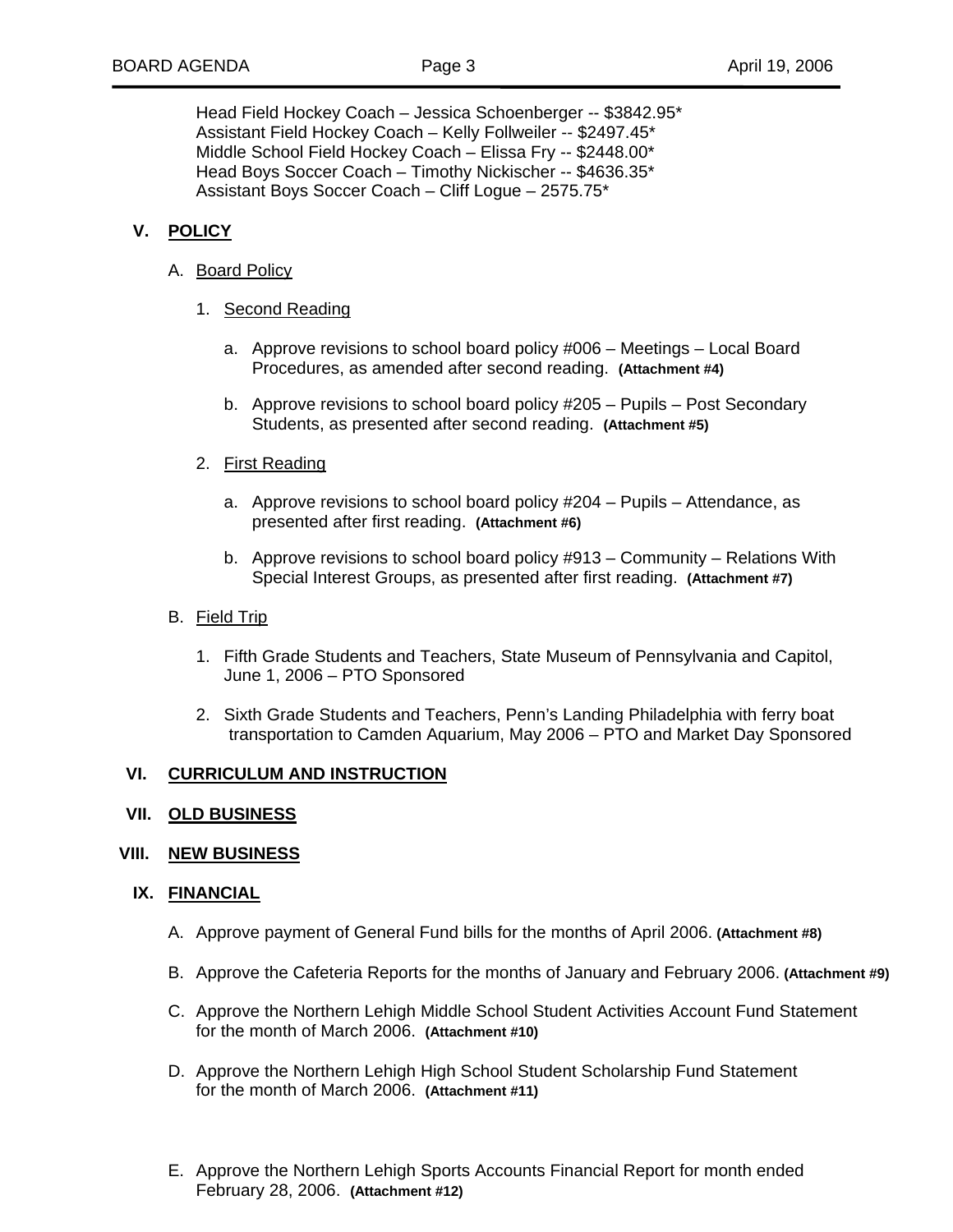Head Field Hockey Coach – Jessica Schoenberger -- $3842.95*
Assistant Field Hockey Coach – Kelly Follweiler -- $2497.45*
Middle School Field Hockey Coach – Elissa Fry -- $2448.00*
Head Boys Soccer Coach – Timothy Nickischer -- $4636.35*
Assistant Boys Soccer Coach – Cliff Logue – 2575.75*

## V. POLICY

A. Board Policy

1. Second Reading

   a. Approve revisions to school board policy #006 – Meetings – Local Board Procedures, as amended after second reading. **(Attachment #4)**

   b. Approve revisions to school board policy #205 – Pupils – Post Secondary Students, as presented after second reading. **(Attachment #5)**

2. First Reading

   a. Approve revisions to school board policy #204 – Pupils – Attendance, as presented after first reading. **(Attachment #6)**

   b. Approve revisions to school board policy #913 – Community – Relations With Special Interest Groups, as presented after first reading. **(Attachment #7)**

B. Field Trip

1. Fifth Grade Students and Teachers, State Museum of Pennsylvania and Capitol, June 1, 2006 – PTO Sponsored

2. Sixth Grade Students and Teachers, Penn's Landing Philadelphia with ferry boat transportation to Camden Aquarium, May 2006 – PTO and Market Day Sponsored

## VI. CURRICULUM AND INSTRUCTION

## VII. OLD BUSINESS

## VIII. NEW BUSINESS

## IX. FINANCIAL

A. Approve payment of General Fund bills for the months of April 2006. **(Attachment #8)**

B. Approve the Cafeteria Reports for the months of January and February 2006. **(Attachment #9)**

C. Approve the Northern Lehigh Middle School Student Activities Account Fund Statement for the month of March 2006. **(Attachment #10)**

D. Approve the Northern Lehigh High School Student Scholarship Fund Statement for the month of March 2006. **(Attachment #11)**

E. Approve the Northern Lehigh Sports Accounts Financial Report for month ended February 28, 2006. **(Attachment #12)**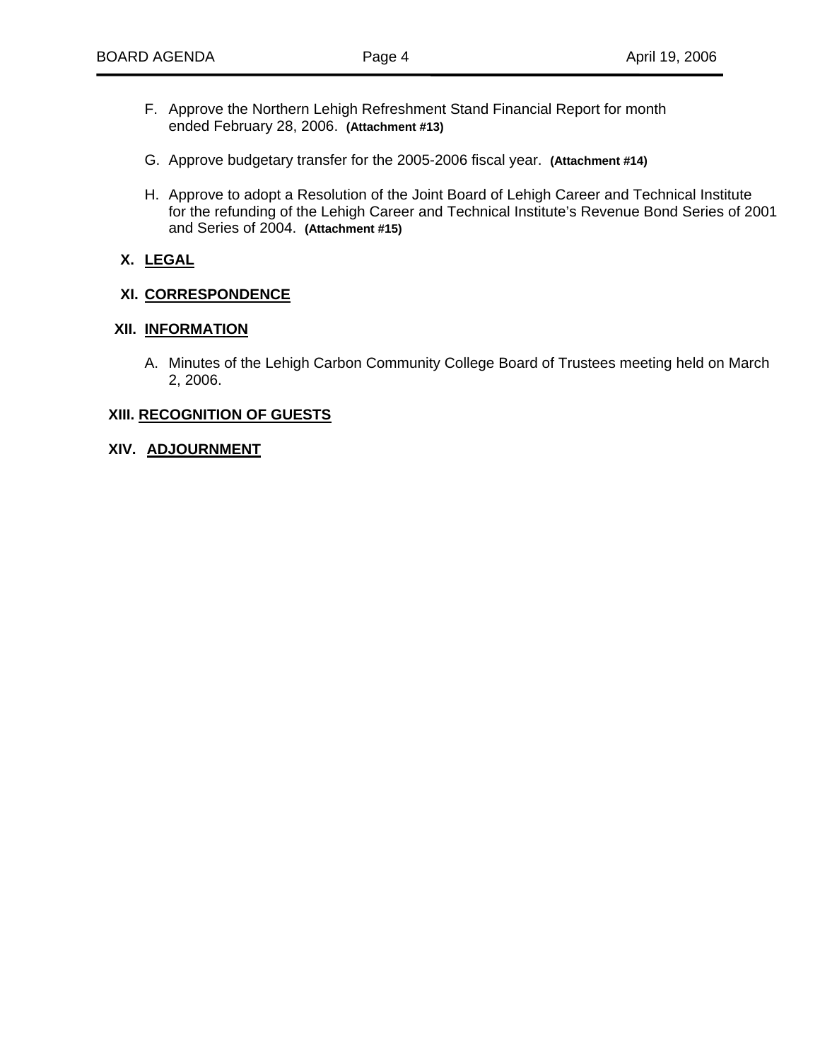F. Approve the Northern Lehigh Refreshment Stand Financial Report for month ended February 28, 2006. **(Attachment #13)**

G. Approve budgetary transfer for the 2005-2006 fiscal year. **(Attachment #14)**

H. Approve to adopt a Resolution of the Joint Board of Lehigh Career and Technical Institute for the refunding of the Lehigh Career and Technical Institute's Revenue Bond Series of 2001 and Series of 2004. **(Attachment #15)**

## X. LEGAL

## XI. CORRESPONDENCE

## XII. INFORMATION

A. Minutes of the Lehigh Carbon Community College Board of Trustees meeting held on March 2, 2006.

## XIII. RECOGNITION OF GUESTS

## XIV. ADJOURNMENT